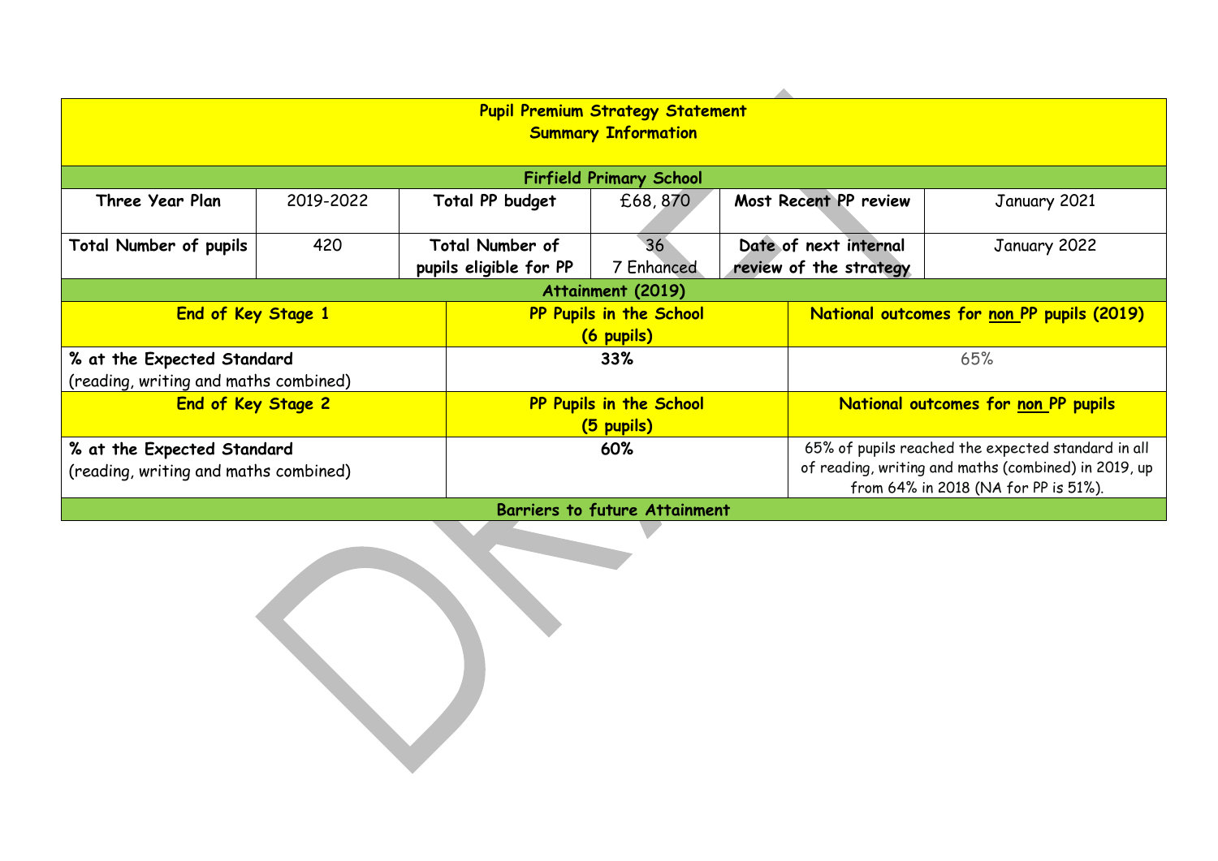| Pupil Premium Strategy Statement<br>Summary Information | | | | | |
|---|---|---|---|---|---|
| **Firfield Primary School** | | | | | |
| **Three Year Plan** | 2019-2022 | **Total PP budget** | £68, 870 | **Most Recent PP review** | January 2021 |
| **Total Number of pupils** | 420 | **Total Number of pupils eligible for PP** | 36<br>7 Enhanced | **Date of next internal review of the strategy** | January 2022 |

| Attainment (2019) | | |
|---|---|---|
| **End of Key Stage 1** | **PP Pupils in the School (6 pupils)** | **National outcomes for non PP pupils (2019)** |
| **% at the Expected Standard**<br>(reading, writing and maths combined) | **33%** | 65% |
| **End of Key Stage 2** | **PP Pupils in the School (5 pupils)** | **National outcomes for non PP pupils** |
| **% at the Expected Standard**<br>(reading, writing and maths combined) | **60%** | 65% of pupils reached the expected standard in all of reading, writing and maths (combined) in 2019, up from 64% in 2018 (NA for PP is 51%). |
| **Barriers to future Attainment** | | |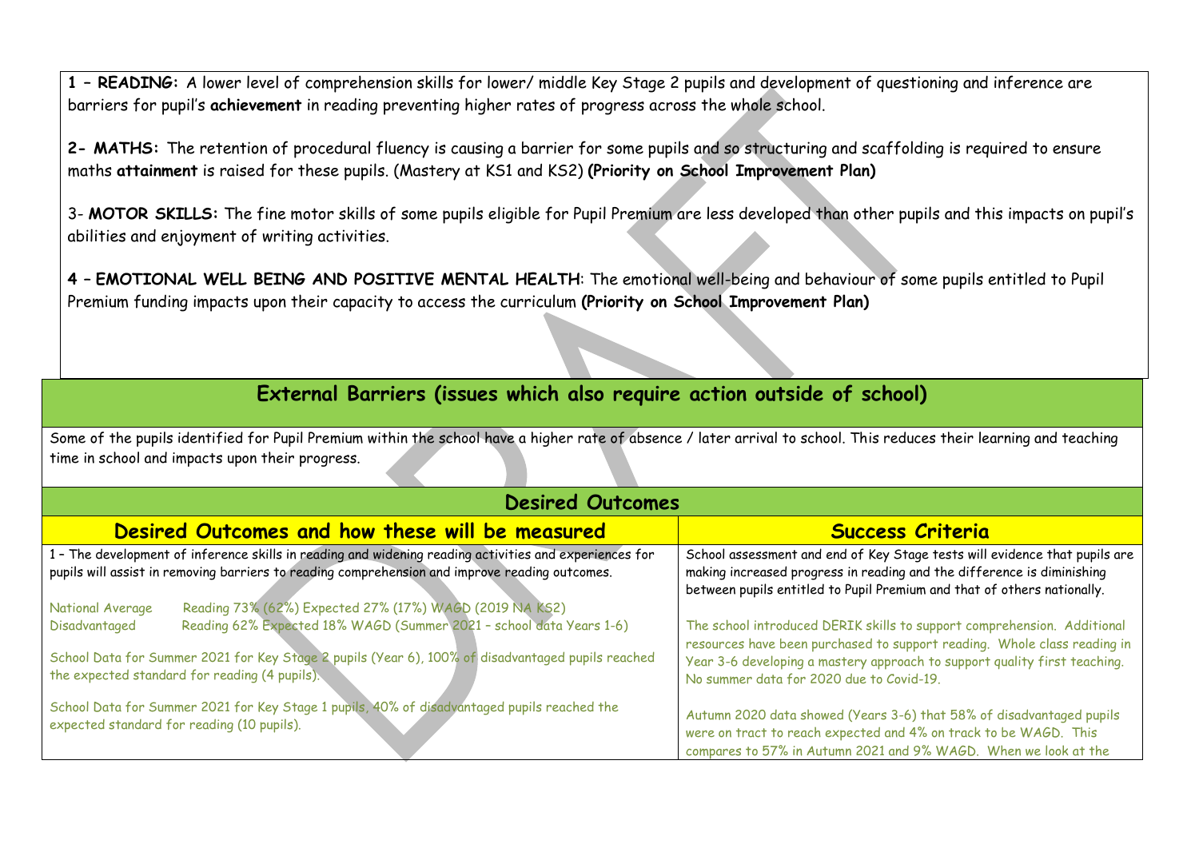**1 – READING:** A lower level of comprehension skills for lower/ middle Key Stage 2 pupils and development of questioning and inference are barriers for pupil's **achievement** in reading preventing higher rates of progress across the whole school.

**2- MATHS:** The retention of procedural fluency is causing a barrier for some pupils and so structuring and scaffolding is required to ensure maths **attainment** is raised for these pupils. (Mastery at KS1 and KS2) **(Priority on School Improvement Plan)**

3- **MOTOR SKILLS:** The fine motor skills of some pupils eligible for Pupil Premium are less developed than other pupils and this impacts on pupil's abilities and enjoyment of writing activities.

**4 – EMOTIONAL WELL BEING AND POSITIVE MENTAL HEALTH**: The emotional well-being and behaviour of some pupils entitled to Pupil Premium funding impacts upon their capacity to access the curriculum **(Priority on School Improvement Plan)**

## External Barriers (issues which also require action outside of school)

Some of the pupils identified for Pupil Premium within the school have a higher rate of absence / later arrival to school. This reduces their learning and teaching time in school and impacts upon their progress.

## Desired Outcomes

| Desired Outcomes and how these will be measured | Success Criteria |
|---|---|
| 1 – The development of inference skills in reading and widening reading activities and experiences for pupils will assist in removing barriers to reading comprehension and improve reading outcomes.<br><br>National Average Reading 73% (62%) Expected 27% (17%) WAGD (2019 NA KS2)<br>Disadvantaged Reading 62% Expected 18% WAGD (Summer 2021 – school data Years 1-6)<br><br>School Data for Summer 2021 for Key Stage 2 pupils (Year 6), 100% of disadvantaged pupils reached the expected standard for reading (4 pupils).<br><br>School Data for Summer 2021 for Key Stage 1 pupils, 40% of disadvantaged pupils reached the expected standard for reading (10 pupils). | School assessment and end of Key Stage tests will evidence that pupils are making increased progress in reading and the difference is diminishing between pupils entitled to Pupil Premium and that of others nationally.<br><br>The school introduced DERIK skills to support comprehension. Additional resources have been purchased to support reading. Whole class reading in Year 3-6 developing a mastery approach to support quality first teaching. No summer data for 2020 due to Covid-19.<br><br>Autumn 2020 data showed (Years 3-6) that 58% of disadvantaged pupils were on tract to reach expected and 4% on track to be WAGD. This compares to 57% in Autumn 2021 and 9% WAGD. When we look at the |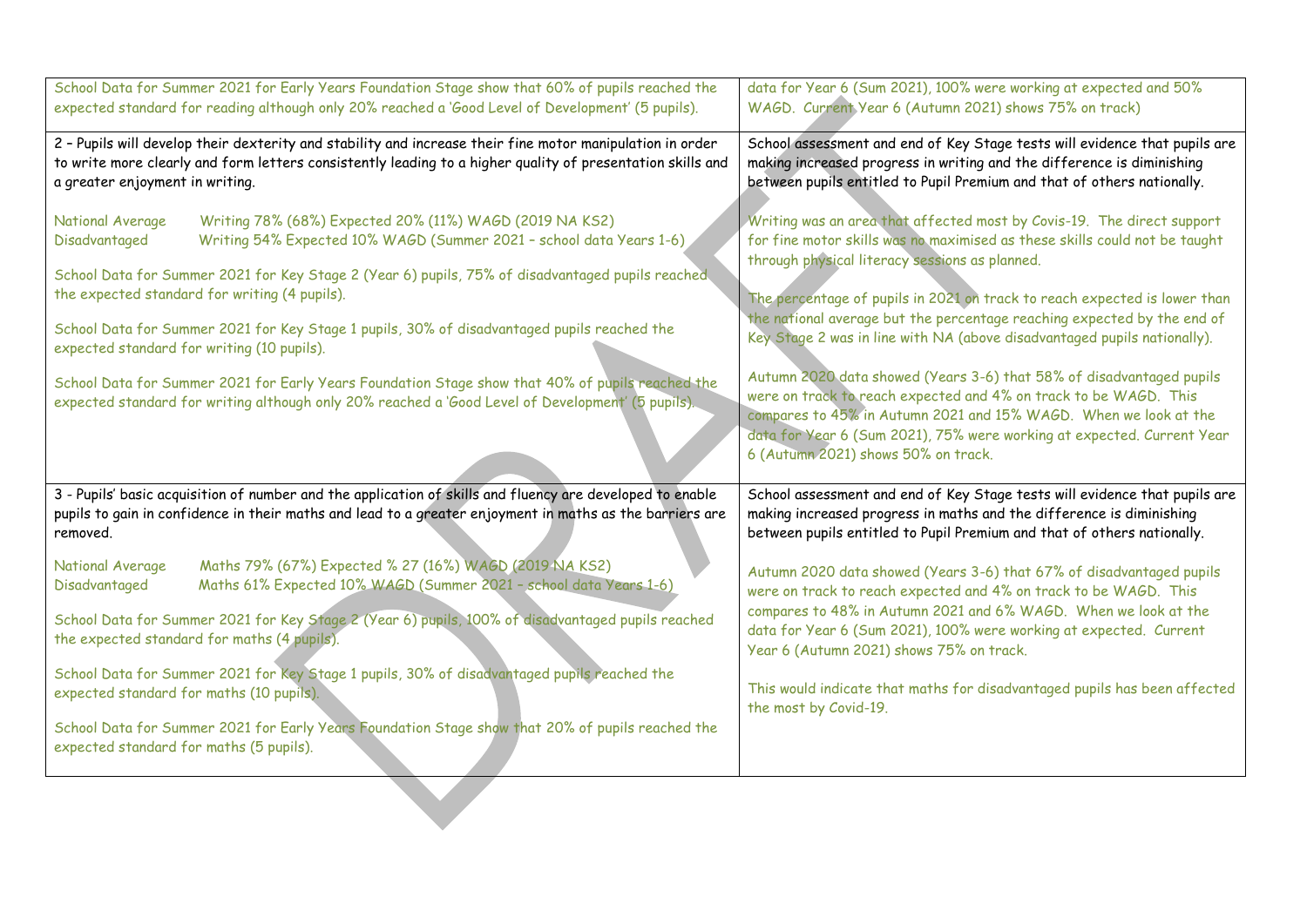| | |
|---|---|
| School Data for Summer 2021 for Early Years Foundation Stage show that 60% of pupils reached the expected standard for reading although only 20% reached a 'Good Level of Development' (5 pupils). | data for Year 6 (Sum 2021), 100% were working at expected and 50% WAGD. Current Year 6 (Autumn 2021) shows 75% on track) |
| 2 – Pupils will develop their dexterity and stability and increase their fine motor manipulation in order to write more clearly and form letters consistently leading to a higher quality of presentation skills and a greater enjoyment in writing.<br><br>National Average Writing 78% (68%) Expected 20% (11%) WAGD (2019 NA KS2)<br>Disadvantaged Writing 54% Expected 10% WAGD (Summer 2021 – school data Years 1-6)<br><br>School Data for Summer 2021 for Key Stage 2 (Year 6) pupils, 75% of disadvantaged pupils reached the expected standard for writing (4 pupils).<br><br>School Data for Summer 2021 for Key Stage 1 pupils, 30% of disadvantaged pupils reached the expected standard for writing (10 pupils).<br><br>School Data for Summer 2021 for Early Years Foundation Stage show that 40% of pupils reached the expected standard for writing although only 20% reached a 'Good Level of Development' (5 pupils). | School assessment and end of Key Stage tests will evidence that pupils are making increased progress in writing and the difference is diminishing between pupils entitled to Pupil Premium and that of others nationally.<br><br>Writing was an area that affected most by Covis-19. The direct support for fine motor skills was no maximised as these skills could not be taught through physical literacy sessions as planned.<br><br>The percentage of pupils in 2021 on track to reach expected is lower than the national average but the percentage reaching expected by the end of Key Stage 2 was in line with NA (above disadvantaged pupils nationally).<br><br>Autumn 2020 data showed (Years 3-6) that 58% of disadvantaged pupils were on track to reach expected and 4% on track to be WAGD. This compares to 45% in Autumn 2021 and 15% WAGD. When we look at the data for Year 6 (Sum 2021), 75% were working at expected. Current Year 6 (Autumn 2021) shows 50% on track. |
| 3 - Pupils' basic acquisition of number and the application of skills and fluency are developed to enable pupils to gain in confidence in their maths and lead to a greater enjoyment in maths as the barriers are removed.<br><br>National Average Maths 79% (67%) Expected % 27 (16%) WAGD (2019 NA KS2)<br>Disadvantaged Maths 61% Expected 10% WAGD (Summer 2021 – school data Years 1-6)<br><br>School Data for Summer 2021 for Key Stage 2 (Year 6) pupils, 100% of disadvantaged pupils reached the expected standard for maths (4 pupils).<br><br>School Data for Summer 2021 for Key Stage 1 pupils, 30% of disadvantaged pupils reached the expected standard for maths (10 pupils).<br><br>School Data for Summer 2021 for Early Years Foundation Stage show that 20% of pupils reached the expected standard for maths (5 pupils). | School assessment and end of Key Stage tests will evidence that pupils are making increased progress in maths and the difference is diminishing between pupils entitled to Pupil Premium and that of others nationally.<br><br>Autumn 2020 data showed (Years 3-6) that 67% of disadvantaged pupils were on track to reach expected and 4% on track to be WAGD. This compares to 48% in Autumn 2021 and 6% WAGD. When we look at the data for Year 6 (Sum 2021), 100% were working at expected. Current Year 6 (Autumn 2021) shows 75% on track.<br><br>This would indicate that maths for disadvantaged pupils has been affected the most by Covid-19. |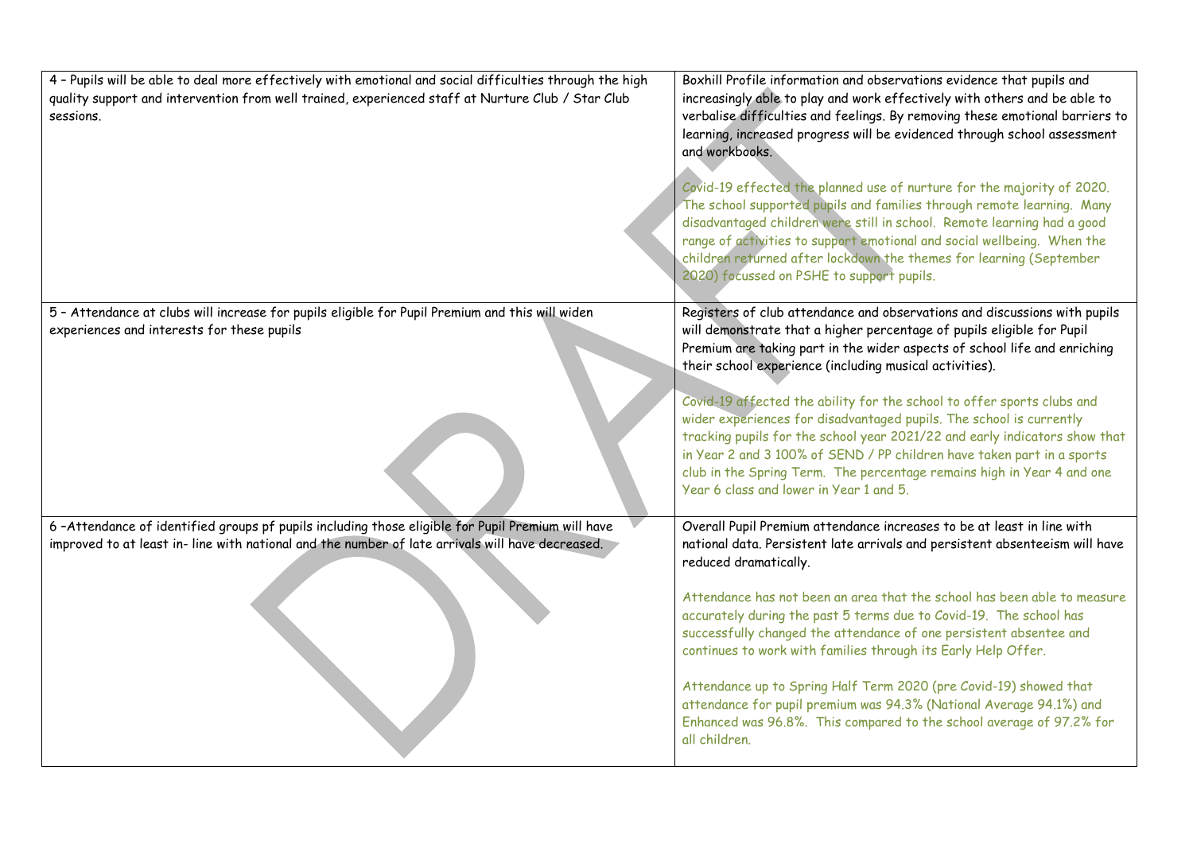| | |
|---|---|
| 4 – Pupils will be able to deal more effectively with emotional and social difficulties through the high quality support and intervention from well trained, experienced staff at Nurture Club / Star Club sessions. | Boxhill Profile information and observations evidence that pupils and increasingly able to play and work effectively with others and be able to verbalise difficulties and feelings. By removing these emotional barriers to learning, increased progress will be evidenced through school assessment and workbooks.<br><br>Covid-19 effected the planned use of nurture for the majority of 2020. The school supported pupils and families through remote learning. Many disadvantaged children were still in school. Remote learning had a good range of activities to support emotional and social wellbeing. When the children returned after lockdown the themes for learning (September 2020) focussed on PSHE to support pupils. |
| 5 – Attendance at clubs will increase for pupils eligible for Pupil Premium and this will widen experiences and interests for these pupils | Registers of club attendance and observations and discussions with pupils will demonstrate that a higher percentage of pupils eligible for Pupil Premium are taking part in the wider aspects of school life and enriching their school experience (including musical activities).<br><br>Covid-19 affected the ability for the school to offer sports clubs and wider experiences for disadvantaged pupils. The school is currently tracking pupils for the school year 2021/22 and early indicators show that in Year 2 and 3 100% of SEND / PP children have taken part in a sports club in the Spring Term. The percentage remains high in Year 4 and one Year 6 class and lower in Year 1 and 5. |
| 6 –Attendance of identified groups pf pupils including those eligible for Pupil Premium will have improved to at least in- line with national and the number of late arrivals will have decreased. | Overall Pupil Premium attendance increases to be at least in line with national data. Persistent late arrivals and persistent absenteeism will have reduced dramatically.<br><br>Attendance has not been an area that the school has been able to measure accurately during the past 5 terms due to Covid-19. The school has successfully changed the attendance of one persistent absentee and continues to work with families through its Early Help Offer.<br><br>Attendance up to Spring Half Term 2020 (pre Covid-19) showed that attendance for pupil premium was 94.3% (National Average 94.1%) and Enhanced was 96.8%. This compared to the school average of 97.2% for all children. |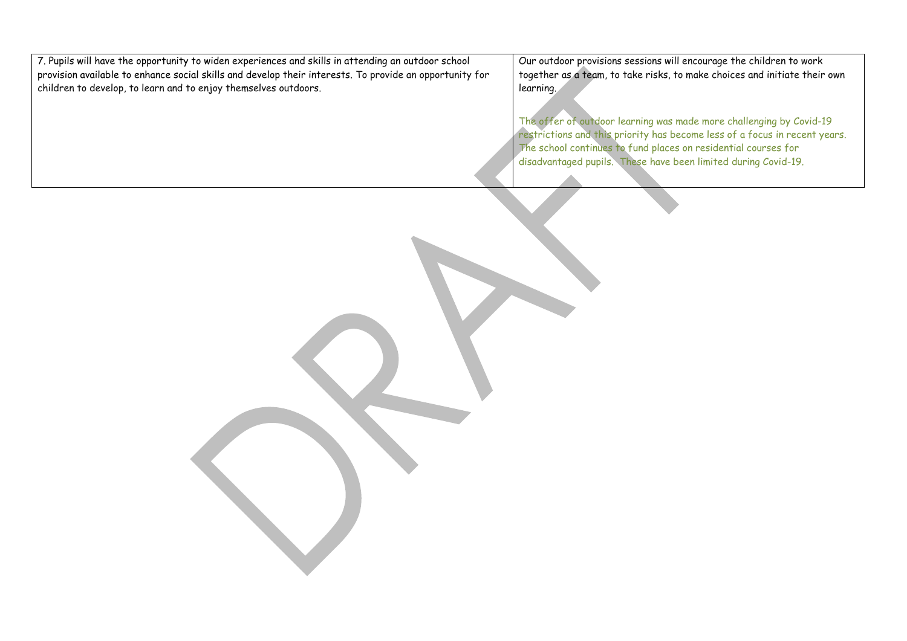| | |
|---|---|
| 7. Pupils will have the opportunity to widen experiences and skills in attending an outdoor school provision available to enhance social skills and develop their interests. To provide an opportunity for children to develop, to learn and to enjoy themselves outdoors. | Our outdoor provisions sessions will encourage the children to work together as a team, to take risks, to make choices and initiate their own learning.<br><br>The offer of outdoor learning was made more challenging by Covid-19 restrictions and this priority has become less of a focus in recent years. The school continues to fund places on residential courses for disadvantaged pupils. These have been limited during Covid-19. |

DRAFT